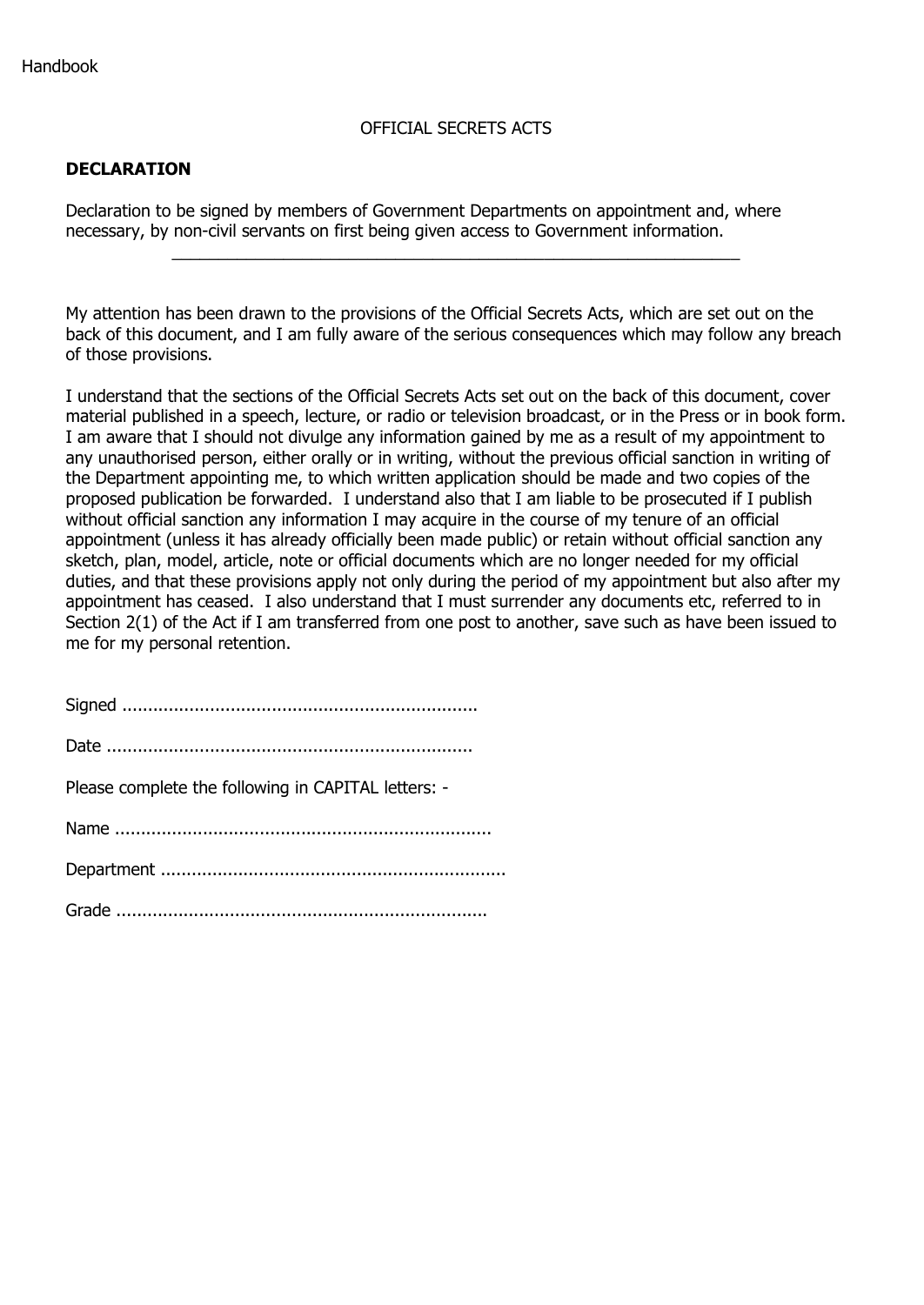Handbook

OFFICIAL SECRETS ACTS

**DECLARATION**

Declaration to be signed by members of Government Departments on appointment and, where necessary, by non-civil servants on first being given access to Government information.

---

My attention has been drawn to the provisions of the Official Secrets Acts, which are set out on the back of this document, and I am fully aware of the serious consequences which may follow any breach of those provisions.

I understand that the sections of the Official Secrets Acts set out on the back of this document, cover material published in a speech, lecture, or radio or television broadcast, or in the Press or in book form. I am aware that I should not divulge any information gained by me as a result of my appointment to any unauthorised person, either orally or in writing, without the previous official sanction in writing of the Department appointing me, to which written application should be made and two copies of the proposed publication be forwarded. I understand also that I am liable to be prosecuted if I publish without official sanction any information I may acquire in the course of my tenure of an official appointment (unless it has already officially been made public) or retain without official sanction any sketch, plan, model, article, note or official documents which are no longer needed for my official duties, and that these provisions apply not only during the period of my appointment but also after my appointment has ceased. I also understand that I must surrender any documents etc, referred to in Section 2(1) of the Act if I am transferred from one post to another, save such as have been issued to me for my personal retention.

Signed ....................................................................

Date ......................................................................

Please complete the following in CAPITAL letters: -

Name ......................................................................

Department ...............................................................

Grade ......................................................................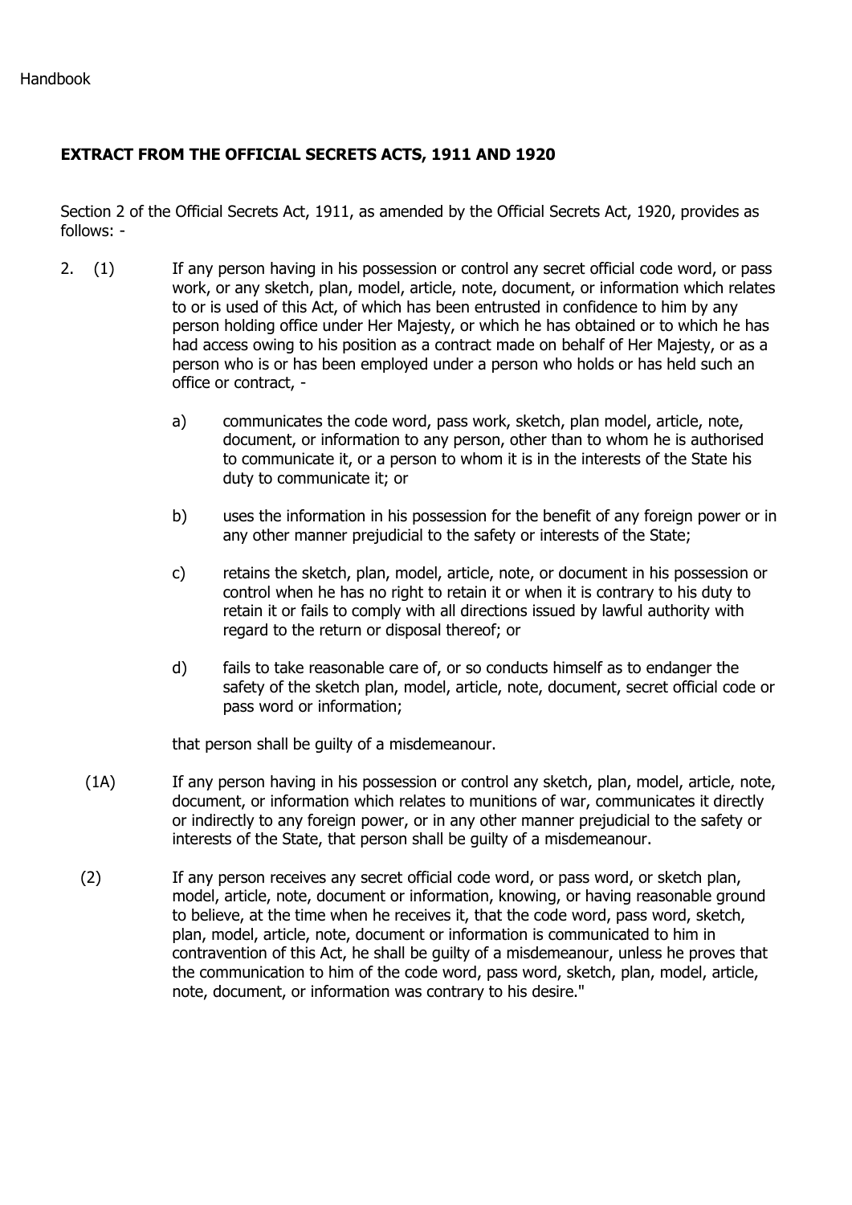Handbook

**EXTRACT FROM THE OFFICIAL SECRETS ACTS, 1911 AND 1920**

Section 2 of the Official Secrets Act, 1911, as amended by the Official Secrets Act, 1920, provides as follows: -

2. (1) If any person having in his possession or control any secret official code word, or pass work, or any sketch, plan, model, article, note, document, or information which relates to or is used of this Act, of which has been entrusted in confidence to him by any person holding office under Her Majesty, or which he has obtained or to which he has had access owing to his position as a contract made on behalf of Her Majesty, or as a person who is or has been employed under a person who holds or has held such an office or contract, -

   a) communicates the code word, pass work, sketch, plan model, article, note, document, or information to any person, other than to whom he is authorised to communicate it, or a person to whom it is in the interests of the State his duty to communicate it; or

   b) uses the information in his possession for the benefit of any foreign power or in any other manner prejudicial to the safety or interests of the State;

   c) retains the sketch, plan, model, article, note, or document in his possession or control when he has no right to retain it or when it is contrary to his duty to retain it or fails to comply with all directions issued by lawful authority with regard to the return or disposal thereof; or

   d) fails to take reasonable care of, or so conducts himself as to endanger the safety of the sketch plan, model, article, note, document, secret official code or pass word or information;

   that person shall be guilty of a misdemeanour.

(1A) If any person having in his possession or control any sketch, plan, model, article, note, document, or information which relates to munitions of war, communicates it directly or indirectly to any foreign power, or in any other manner prejudicial to the safety or interests of the State, that person shall be guilty of a misdemeanour.

(2) If any person receives any secret official code word, or pass word, or sketch plan, model, article, note, document or information, knowing, or having reasonable ground to believe, at the time when he receives it, that the code word, pass word, sketch, plan, model, article, note, document or information is communicated to him in contravention of this Act, he shall be guilty of a misdemeanour, unless he proves that the communication to him of the code word, pass word, sketch, plan, model, article, note, document, or information was contrary to his desire."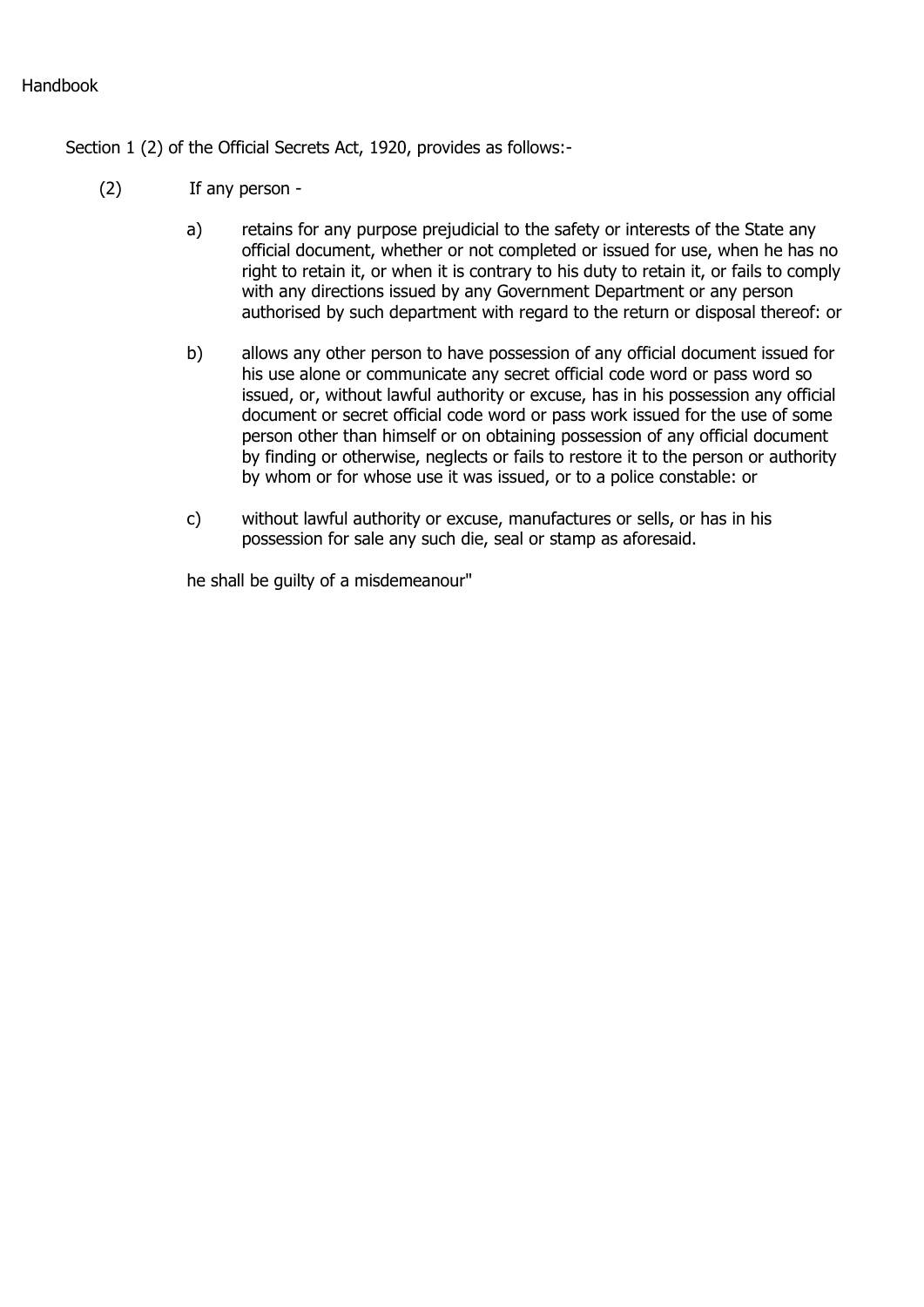Section 1 (2) of the Official Secrets Act, 1920, provides as follows:-

(2) If any person -

a) retains for any purpose prejudicial to the safety or interests of the State any official document, whether or not completed or issued for use, when he has no right to retain it, or when it is contrary to his duty to retain it, or fails to comply with any directions issued by any Government Department or any person authorised by such department with regard to the return or disposal thereof: or

b) allows any other person to have possession of any official document issued for his use alone or communicate any secret official code word or pass word so issued, or, without lawful authority or excuse, has in his possession any official document or secret official code word or pass work issued for the use of some person other than himself or on obtaining possession of any official document by finding or otherwise, neglects or fails to restore it to the person or authority by whom or for whose use it was issued, or to a police constable: or

c) without lawful authority or excuse, manufactures or sells, or has in his possession for sale any such die, seal or stamp as aforesaid.

he shall be guilty of a misdemeanour"